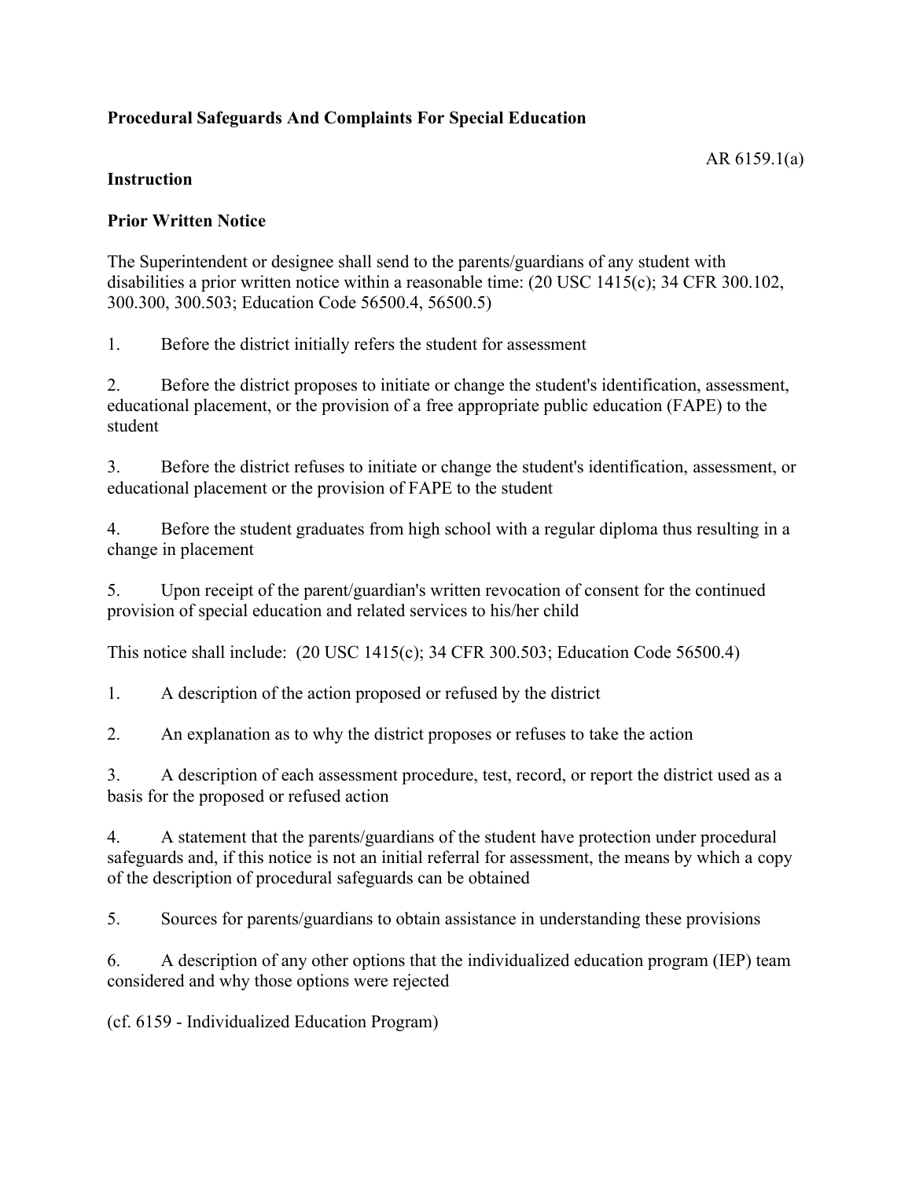**Procedural Safeguards And Complaints For Special Education**

AR 6159.1(a)

**Instruction**

**Prior Written Notice**

The Superintendent or designee shall send to the parents/guardians of any student with disabilities a prior written notice within a reasonable time: (20 USC 1415(c); 34 CFR 300.102, 300.300, 300.503; Education Code 56500.4, 56500.5)

1. Before the district initially refers the student for assessment

2. Before the district proposes to initiate or change the student's identification, assessment, educational placement, or the provision of a free appropriate public education (FAPE) to the student

3. Before the district refuses to initiate or change the student's identification, assessment, or educational placement or the provision of FAPE to the student

4. Before the student graduates from high school with a regular diploma thus resulting in a change in placement

5. Upon receipt of the parent/guardian's written revocation of consent for the continued provision of special education and related services to his/her child

This notice shall include: (20 USC 1415(c); 34 CFR 300.503; Education Code 56500.4)

1. A description of the action proposed or refused by the district

2. An explanation as to why the district proposes or refuses to take the action

3. A description of each assessment procedure, test, record, or report the district used as a basis for the proposed or refused action

4. A statement that the parents/guardians of the student have protection under procedural safeguards and, if this notice is not an initial referral for assessment, the means by which a copy of the description of procedural safeguards can be obtained

5. Sources for parents/guardians to obtain assistance in understanding these provisions

6. A description of any other options that the individualized education program (IEP) team considered and why those options were rejected

(cf. 6159 - Individualized Education Program)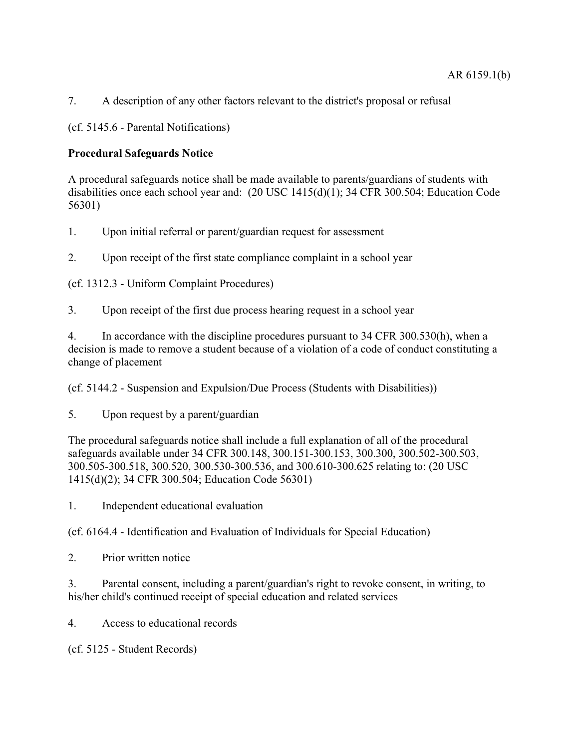7. A description of any other factors relevant to the district's proposal or refusal

(cf. 5145.6 - Parental Notifications)

**Procedural Safeguards Notice**

A procedural safeguards notice shall be made available to parents/guardians of students with disabilities once each school year and: (20 USC 1415(d)(1); 34 CFR 300.504; Education Code 56301)

1. Upon initial referral or parent/guardian request for assessment

2. Upon receipt of the first state compliance complaint in a school year

(cf. 1312.3 - Uniform Complaint Procedures)

3. Upon receipt of the first due process hearing request in a school year

4. In accordance with the discipline procedures pursuant to 34 CFR 300.530(h), when a decision is made to remove a student because of a violation of a code of conduct constituting a change of placement

(cf. 5144.2 - Suspension and Expulsion/Due Process (Students with Disabilities))

5. Upon request by a parent/guardian

The procedural safeguards notice shall include a full explanation of all of the procedural safeguards available under 34 CFR 300.148, 300.151-300.153, 300.300, 300.502-300.503, 300.505-300.518, 300.520, 300.530-300.536, and 300.610-300.625 relating to: (20 USC 1415(d)(2); 34 CFR 300.504; Education Code 56301)

1. Independent educational evaluation

(cf. 6164.4 - Identification and Evaluation of Individuals for Special Education)

2. Prior written notice

3. Parental consent, including a parent/guardian's right to revoke consent, in writing, to his/her child's continued receipt of special education and related services

4. Access to educational records

(cf. 5125 - Student Records)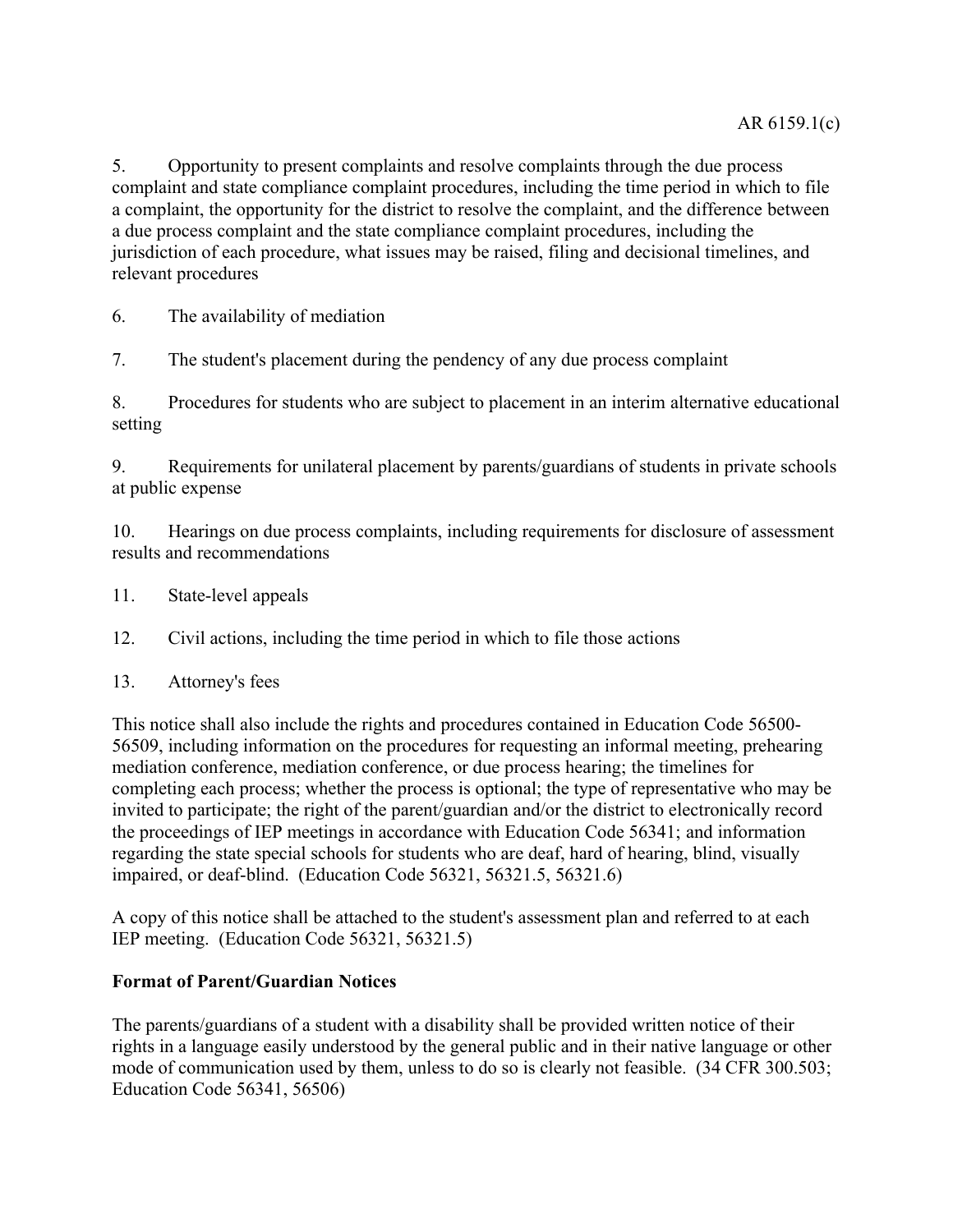5. Opportunity to present complaints and resolve complaints through the due process complaint and state compliance complaint procedures, including the time period in which to file a complaint, the opportunity for the district to resolve the complaint, and the difference between a due process complaint and the state compliance complaint procedures, including the jurisdiction of each procedure, what issues may be raised, filing and decisional timelines, and relevant procedures

6. The availability of mediation

7. The student's placement during the pendency of any due process complaint

8. Procedures for students who are subject to placement in an interim alternative educational setting

9. Requirements for unilateral placement by parents/guardians of students in private schools at public expense

10. Hearings on due process complaints, including requirements for disclosure of assessment results and recommendations

11. State-level appeals

12. Civil actions, including the time period in which to file those actions

13. Attorney's fees

This notice shall also include the rights and procedures contained in Education Code 56500-56509, including information on the procedures for requesting an informal meeting, prehearing mediation conference, mediation conference, or due process hearing; the timelines for completing each process; whether the process is optional; the type of representative who may be invited to participate; the right of the parent/guardian and/or the district to electronically record the proceedings of IEP meetings in accordance with Education Code 56341; and information regarding the state special schools for students who are deaf, hard of hearing, blind, visually impaired, or deaf-blind. (Education Code 56321, 56321.5, 56321.6)

A copy of this notice shall be attached to the student's assessment plan and referred to at each IEP meeting. (Education Code 56321, 56321.5)

**Format of Parent/Guardian Notices**

The parents/guardians of a student with a disability shall be provided written notice of their rights in a language easily understood by the general public and in their native language or other mode of communication used by them, unless to do so is clearly not feasible. (34 CFR 300.503; Education Code 56341, 56506)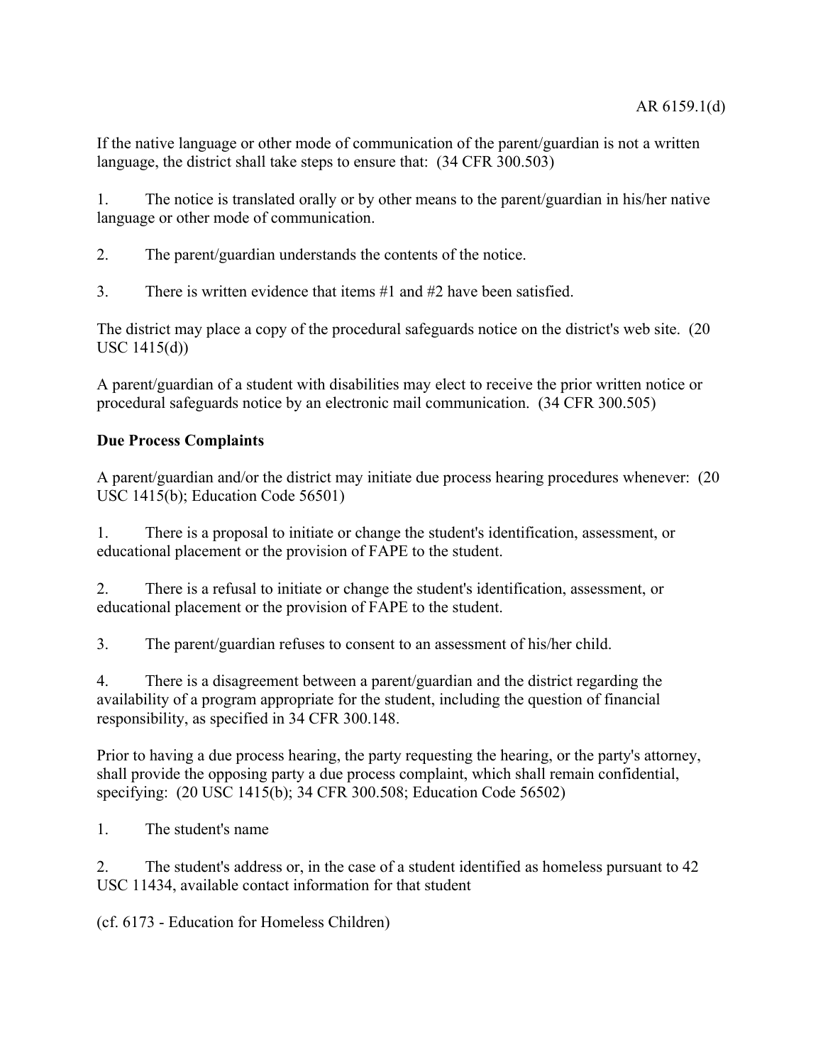If the native language or other mode of communication of the parent/guardian is not a written language, the district shall take steps to ensure that: (34 CFR 300.503)

1. The notice is translated orally or by other means to the parent/guardian in his/her native language or other mode of communication.

2. The parent/guardian understands the contents of the notice.

3. There is written evidence that items #1 and #2 have been satisfied.

The district may place a copy of the procedural safeguards notice on the district's web site. (20 USC 1415(d))

A parent/guardian of a student with disabilities may elect to receive the prior written notice or procedural safeguards notice by an electronic mail communication. (34 CFR 300.505)

**Due Process Complaints**

A parent/guardian and/or the district may initiate due process hearing procedures whenever: (20 USC 1415(b); Education Code 56501)

1. There is a proposal to initiate or change the student's identification, assessment, or educational placement or the provision of FAPE to the student.

2. There is a refusal to initiate or change the student's identification, assessment, or educational placement or the provision of FAPE to the student.

3. The parent/guardian refuses to consent to an assessment of his/her child.

4. There is a disagreement between a parent/guardian and the district regarding the availability of a program appropriate for the student, including the question of financial responsibility, as specified in 34 CFR 300.148.

Prior to having a due process hearing, the party requesting the hearing, or the party's attorney, shall provide the opposing party a due process complaint, which shall remain confidential, specifying: (20 USC 1415(b); 34 CFR 300.508; Education Code 56502)

1. The student's name

2. The student's address or, in the case of a student identified as homeless pursuant to 42 USC 11434, available contact information for that student

(cf. 6173 - Education for Homeless Children)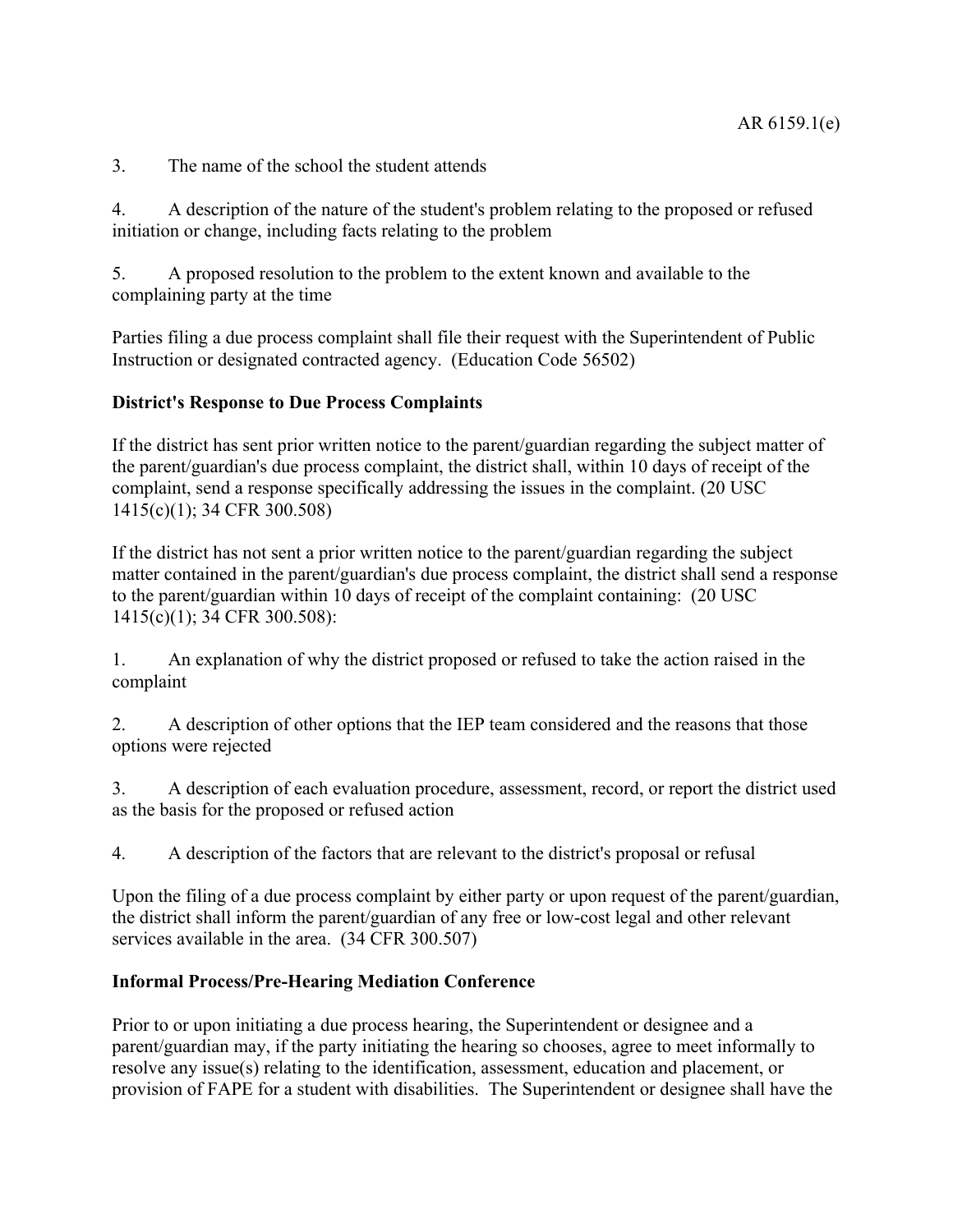3. The name of the school the student attends

4. A description of the nature of the student's problem relating to the proposed or refused initiation or change, including facts relating to the problem

5. A proposed resolution to the problem to the extent known and available to the complaining party at the time

Parties filing a due process complaint shall file their request with the Superintendent of Public Instruction or designated contracted agency. (Education Code 56502)

**District's Response to Due Process Complaints**

If the district has sent prior written notice to the parent/guardian regarding the subject matter of the parent/guardian's due process complaint, the district shall, within 10 days of receipt of the complaint, send a response specifically addressing the issues in the complaint. (20 USC 1415(c)(1); 34 CFR 300.508)

If the district has not sent a prior written notice to the parent/guardian regarding the subject matter contained in the parent/guardian's due process complaint, the district shall send a response to the parent/guardian within 10 days of receipt of the complaint containing: (20 USC 1415(c)(1); 34 CFR 300.508):

1. An explanation of why the district proposed or refused to take the action raised in the complaint

2. A description of other options that the IEP team considered and the reasons that those options were rejected

3. A description of each evaluation procedure, assessment, record, or report the district used as the basis for the proposed or refused action

4. A description of the factors that are relevant to the district's proposal or refusal

Upon the filing of a due process complaint by either party or upon request of the parent/guardian, the district shall inform the parent/guardian of any free or low-cost legal and other relevant services available in the area. (34 CFR 300.507)

**Informal Process/Pre-Hearing Mediation Conference**

Prior to or upon initiating a due process hearing, the Superintendent or designee and a parent/guardian may, if the party initiating the hearing so chooses, agree to meet informally to resolve any issue(s) relating to the identification, assessment, education and placement, or provision of FAPE for a student with disabilities. The Superintendent or designee shall have the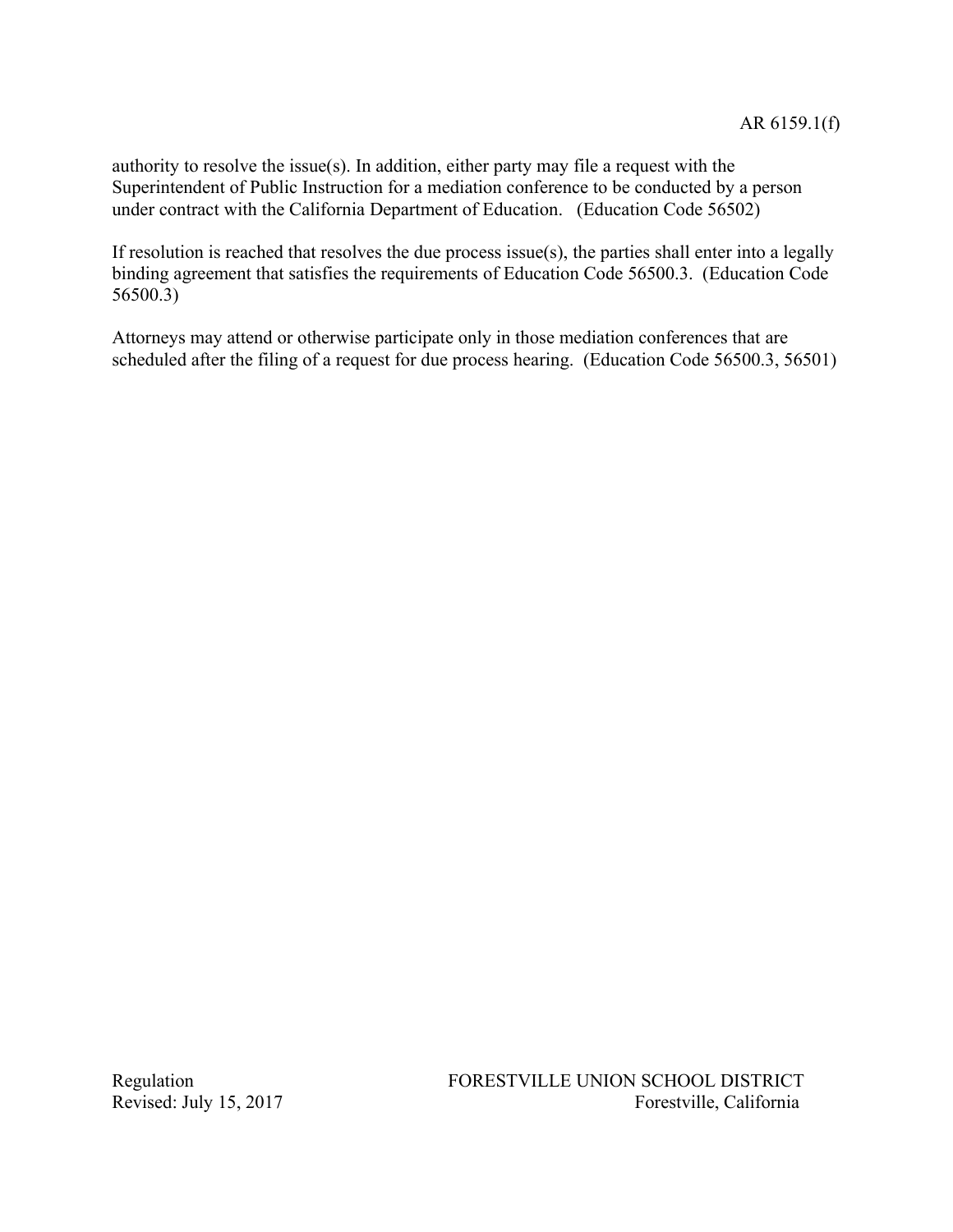authority to resolve the issue(s). In addition, either party may file a request with the Superintendent of Public Instruction for a mediation conference to be conducted by a person under contract with the California Department of Education. (Education Code 56502)

If resolution is reached that resolves the due process issue(s), the parties shall enter into a legally binding agreement that satisfies the requirements of Education Code 56500.3. (Education Code 56500.3)

Attorneys may attend or otherwise participate only in those mediation conferences that are scheduled after the filing of a request for due process hearing. (Education Code 56500.3, 56501)

Regulation
Revised: July 15, 2017

FORESTVILLE UNION SCHOOL DISTRICT
Forestville, California